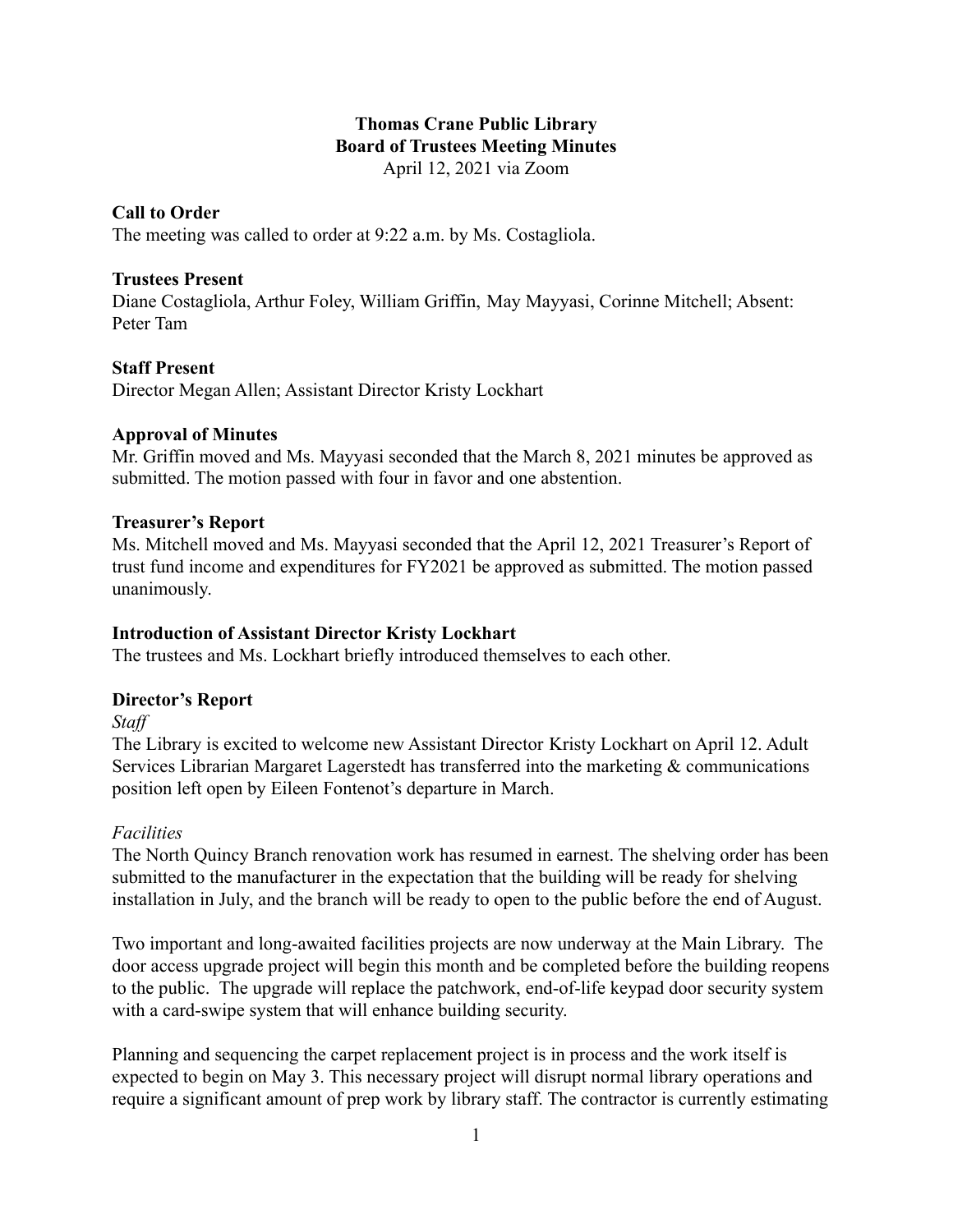# Thomas Crane Public Library
## Board of Trustees Meeting Minutes

April 12, 2021 via Zoom

### Call to Order

The meeting was called to order at 9:22 a.m. by Ms. Costagliola.

### Trustees Present

Diane Costagliola, Arthur Foley, William Griffin, May Mayyasi, Corinne Mitchell; Absent: Peter Tam

### Staff Present

Director Megan Allen; Assistant Director Kristy Lockhart

### Approval of Minutes

Mr. Griffin moved and Ms. Mayyasi seconded that the March 8, 2021 minutes be approved as submitted. The motion passed with four in favor and one abstention.

### Treasurer's Report

Ms. Mitchell moved and Ms. Mayyasi seconded that the April 12, 2021 Treasurer's Report of trust fund income and expenditures for FY2021 be approved as submitted. The motion passed unanimously.

### Introduction of Assistant Director Kristy Lockhart

The trustees and Ms. Lockhart briefly introduced themselves to each other.

### Director's Report

*Staff*

The Library is excited to welcome new Assistant Director Kristy Lockhart on April 12. Adult Services Librarian Margaret Lagerstedt has transferred into the marketing & communications position left open by Eileen Fontenot's departure in March.

*Facilities*

The North Quincy Branch renovation work has resumed in earnest. The shelving order has been submitted to the manufacturer in the expectation that the building will be ready for shelving installation in July, and the branch will be ready to open to the public before the end of August.

Two important and long-awaited facilities projects are now underway at the Main Library. The door access upgrade project will begin this month and be completed before the building reopens to the public. The upgrade will replace the patchwork, end-of-life keypad door security system with a card-swipe system that will enhance building security.

Planning and sequencing the carpet replacement project is in process and the work itself is expected to begin on May 3. This necessary project will disrupt normal library operations and require a significant amount of prep work by library staff. The contractor is currently estimating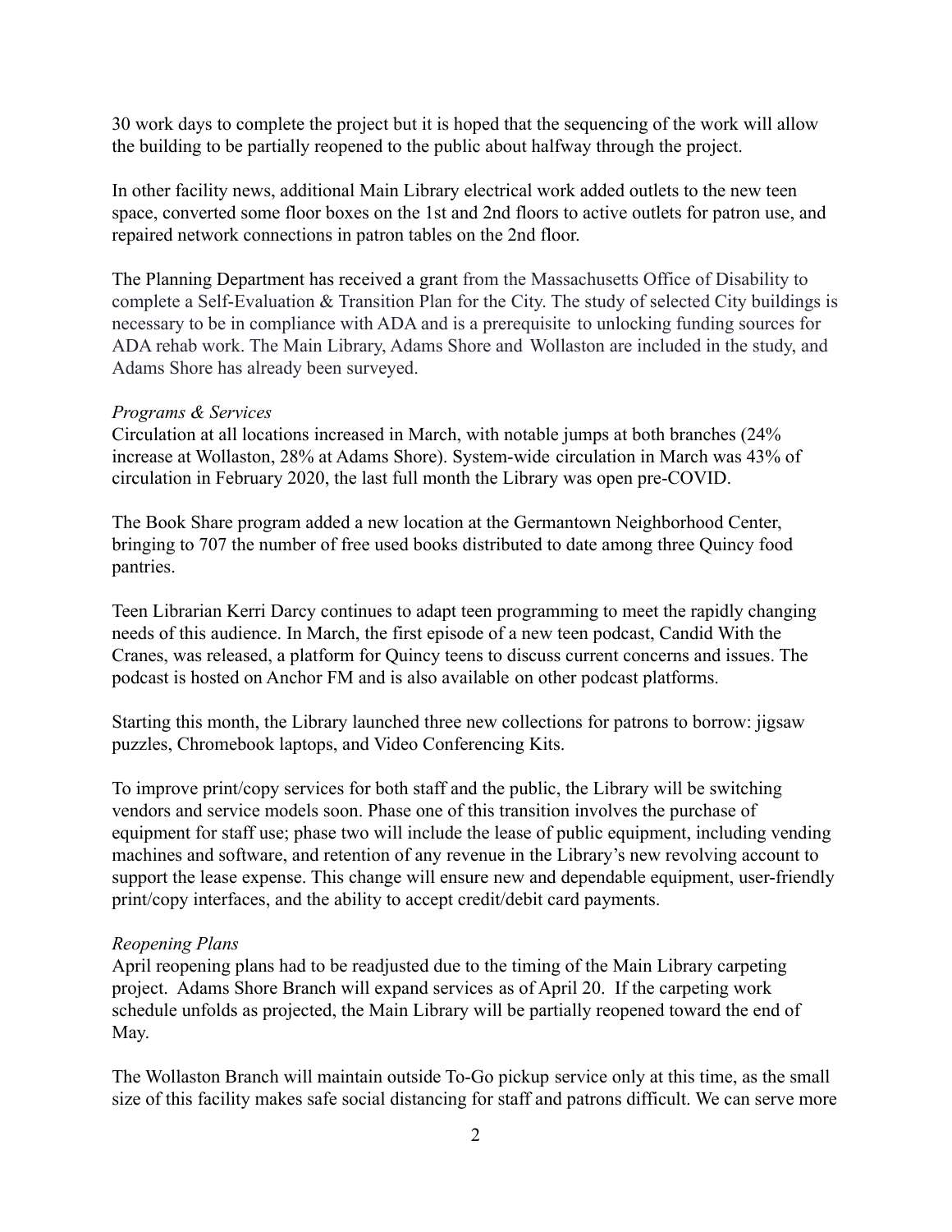30 work days to complete the project but it is hoped that the sequencing of the work will allow the building to be partially reopened to the public about halfway through the project.

In other facility news, additional Main Library electrical work added outlets to the new teen space, converted some floor boxes on the 1st and 2nd floors to active outlets for patron use, and repaired network connections in patron tables on the 2nd floor.

The Planning Department has received a grant from the Massachusetts Office of Disability to complete a Self-Evaluation & Transition Plan for the City. The study of selected City buildings is necessary to be in compliance with ADA and is a prerequisite to unlocking funding sources for ADA rehab work. The Main Library, Adams Shore and Wollaston are included in the study, and Adams Shore has already been surveyed.

*Programs & Services*

Circulation at all locations increased in March, with notable jumps at both branches (24% increase at Wollaston, 28% at Adams Shore). System-wide circulation in March was 43% of circulation in February 2020, the last full month the Library was open pre-COVID.

The Book Share program added a new location at the Germantown Neighborhood Center, bringing to 707 the number of free used books distributed to date among three Quincy food pantries.

Teen Librarian Kerri Darcy continues to adapt teen programming to meet the rapidly changing needs of this audience. In March, the first episode of a new teen podcast, Candid With the Cranes, was released, a platform for Quincy teens to discuss current concerns and issues. The podcast is hosted on Anchor FM and is also available on other podcast platforms.

Starting this month, the Library launched three new collections for patrons to borrow: jigsaw puzzles, Chromebook laptops, and Video Conferencing Kits.

To improve print/copy services for both staff and the public, the Library will be switching vendors and service models soon. Phase one of this transition involves the purchase of equipment for staff use; phase two will include the lease of public equipment, including vending machines and software, and retention of any revenue in the Library's new revolving account to support the lease expense. This change will ensure new and dependable equipment, user-friendly print/copy interfaces, and the ability to accept credit/debit card payments.

*Reopening Plans*

April reopening plans had to be readjusted due to the timing of the Main Library carpeting project. Adams Shore Branch will expand services as of April 20. If the carpeting work schedule unfolds as projected, the Main Library will be partially reopened toward the end of May.

The Wollaston Branch will maintain outside To-Go pickup service only at this time, as the small size of this facility makes safe social distancing for staff and patrons difficult. We can serve more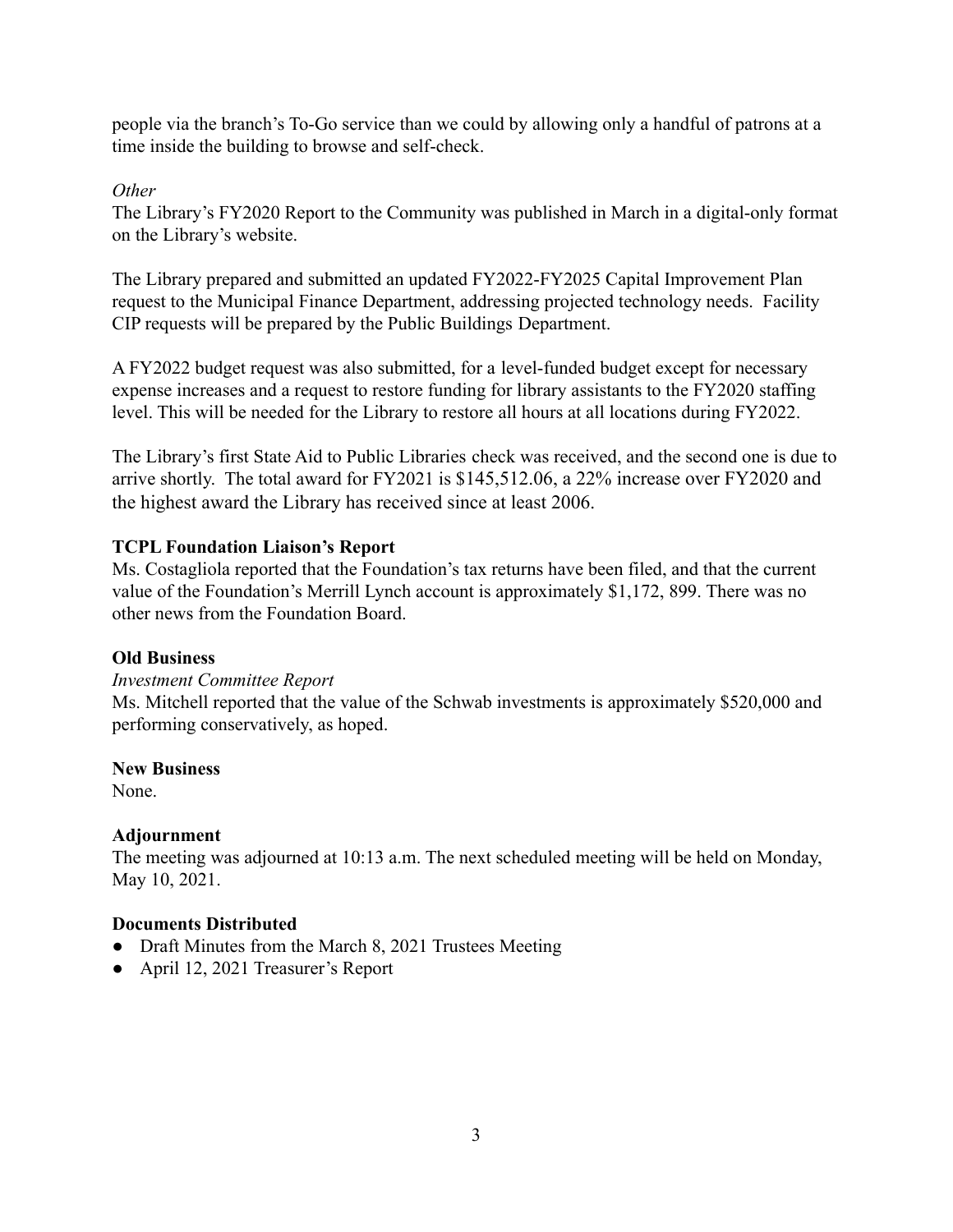people via the branch's To-Go service than we could by allowing only a handful of patrons at a time inside the building to browse and self-check.

*Other*

The Library's FY2020 Report to the Community was published in March in a digital-only format on the Library's website.

The Library prepared and submitted an updated FY2022-FY2025 Capital Improvement Plan request to the Municipal Finance Department, addressing projected technology needs. Facility CIP requests will be prepared by the Public Buildings Department.

A FY2022 budget request was also submitted, for a level-funded budget except for necessary expense increases and a request to restore funding for library assistants to the FY2020 staffing level. This will be needed for the Library to restore all hours at all locations during FY2022.

The Library's first State Aid to Public Libraries check was received, and the second one is due to arrive shortly. The total award for FY2021 is $145,512.06, a 22% increase over FY2020 and the highest award the Library has received since at least 2006.

**TCPL Foundation Liaison's Report**

Ms. Costagliola reported that the Foundation's tax returns have been filed, and that the current value of the Foundation's Merrill Lynch account is approximately $1,172, 899. There was no other news from the Foundation Board.

**Old Business**

*Investment Committee Report*

Ms. Mitchell reported that the value of the Schwab investments is approximately $520,000 and performing conservatively, as hoped.

**New Business**

None.

**Adjournment**

The meeting was adjourned at 10:13 a.m. The next scheduled meeting will be held on Monday, May 10, 2021.

**Documents Distributed**

- Draft Minutes from the March 8, 2021 Trustees Meeting
- April 12, 2021 Treasurer's Report